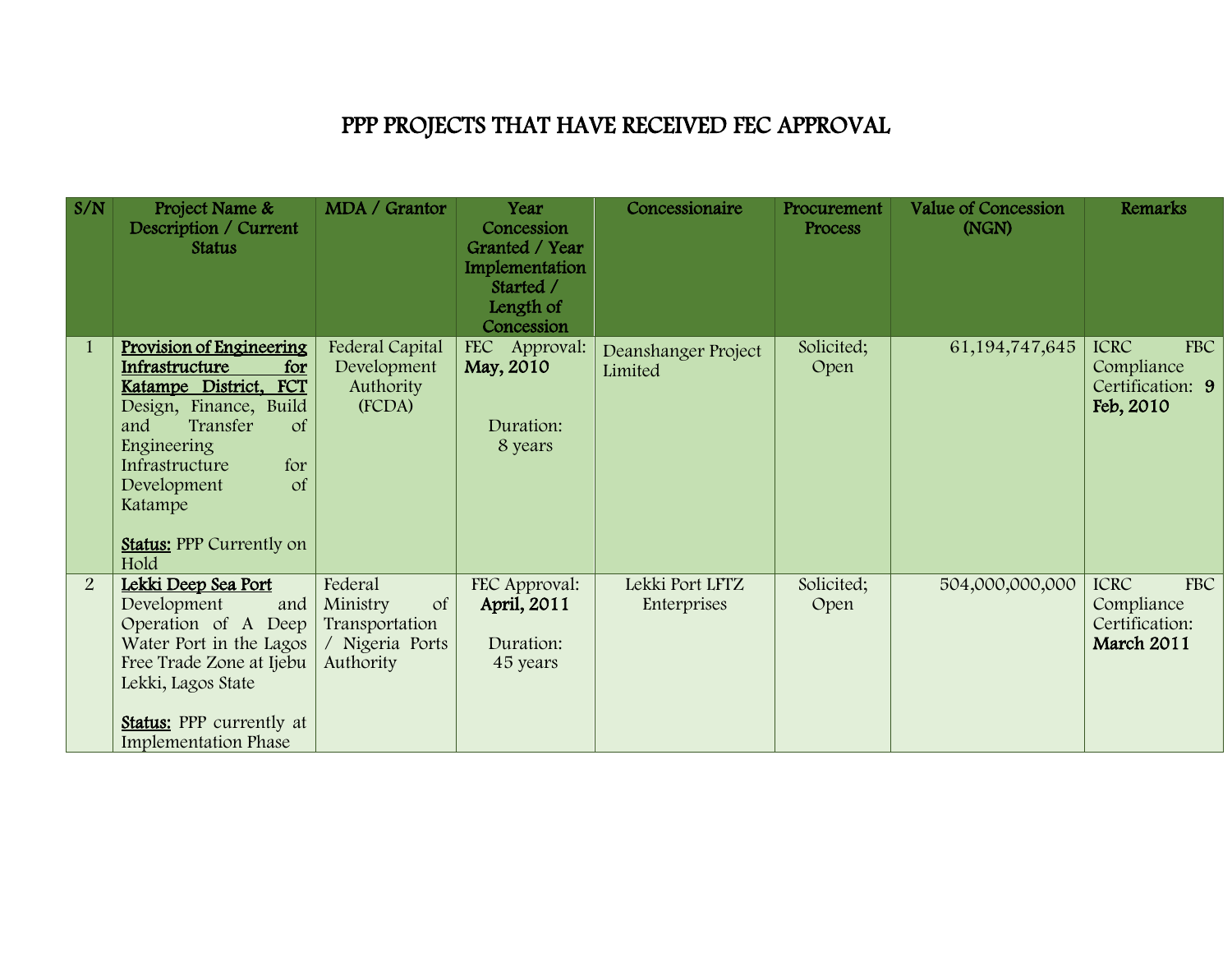# PPP PROJECTS THAT HAVE RECEIVED FEC APPROVAL

| S/N | Project Name & Description / Current Status | MDA / Grantor | Year Concession Granted / Year Implementation Started / Length of Concession | Concessionaire | Procurement Process | Value of Concession (NGN) | Remarks |
|---|---|---|---|---|---|---|---|
| 1 | **Provision of Engineering Infrastructure for Katampe District, FCT** Design, Finance, Build and Transfer of Engineering Infrastructure for Development of Katampe<br><br>**Status:** PPP Currently on Hold | Federal Capital Development Authority (FCDA) | FEC Approval: **May, 2010**<br><br>Duration: 8 years | Deanshanger Project Limited | Solicited; Open | 61,194,747,645 | ICRC FBC Compliance Certification: **9 Feb, 2010** |
| 2 | **Lekki Deep Sea Port** Development and Operation of A Deep Water Port in the Lagos Free Trade Zone at Ijebu Lekki, Lagos State<br><br>**Status:** PPP currently at Implementation Phase | Federal Ministry of Transportation / Nigeria Ports Authority | FEC Approval: **April, 2011**<br><br>Duration: 45 years | Lekki Port LFTZ Enterprises | Solicited; Open | 504,000,000,000 | ICRC FBC Compliance Certification: **March 2011** |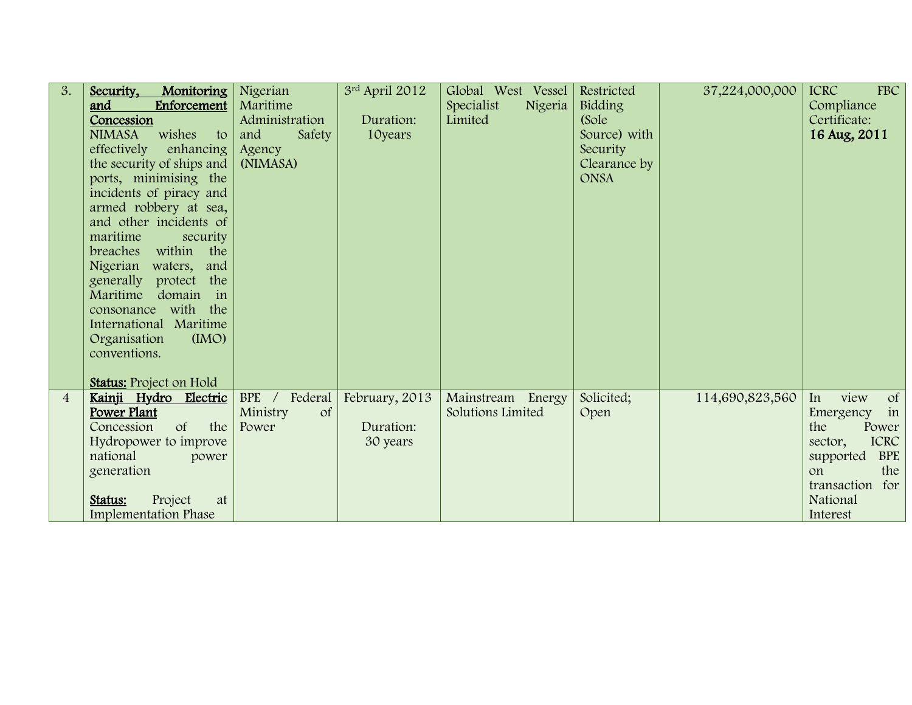| 3. | **Security, Monitoring and Enforcement Concession**<br>NIMASA wishes to effectively enhancing the security of ships and ports, minimising the incidents of piracy and armed robbery at sea, and other incidents of maritime security breaches within the Nigerian waters, and generally protect the Maritime domain in consonance with the International Maritime Organisation (IMO) conventions.<br><br>**Status:** Project on Hold | Nigerian Maritime Administration and Safety Agency (NIMASA) | 3rd April 2012<br><br>Duration: 10years | Global West Vessel Specialist Nigeria Limited | Restricted Bidding (Sole Source) with Security Clearance by ONSA | 37,224,000,000 | ICRC FBC Compliance Certificate: **16 Aug, 2011** |
|---|---|---|---|---|---|---|---|
| 4 | **Kainji Hydro Electric Power Plant**<br>Concession of the Hydropower to improve national power generation<br><br>**Status:** Project at Implementation Phase | BPE / Federal Ministry of Power | February, 2013<br><br>Duration: 30 years | Mainstream Energy Solutions Limited | Solicited; Open | 114,690,823,560 | In view of Emergency in the Power sector, ICRC supported BPE on the transaction for National Interest |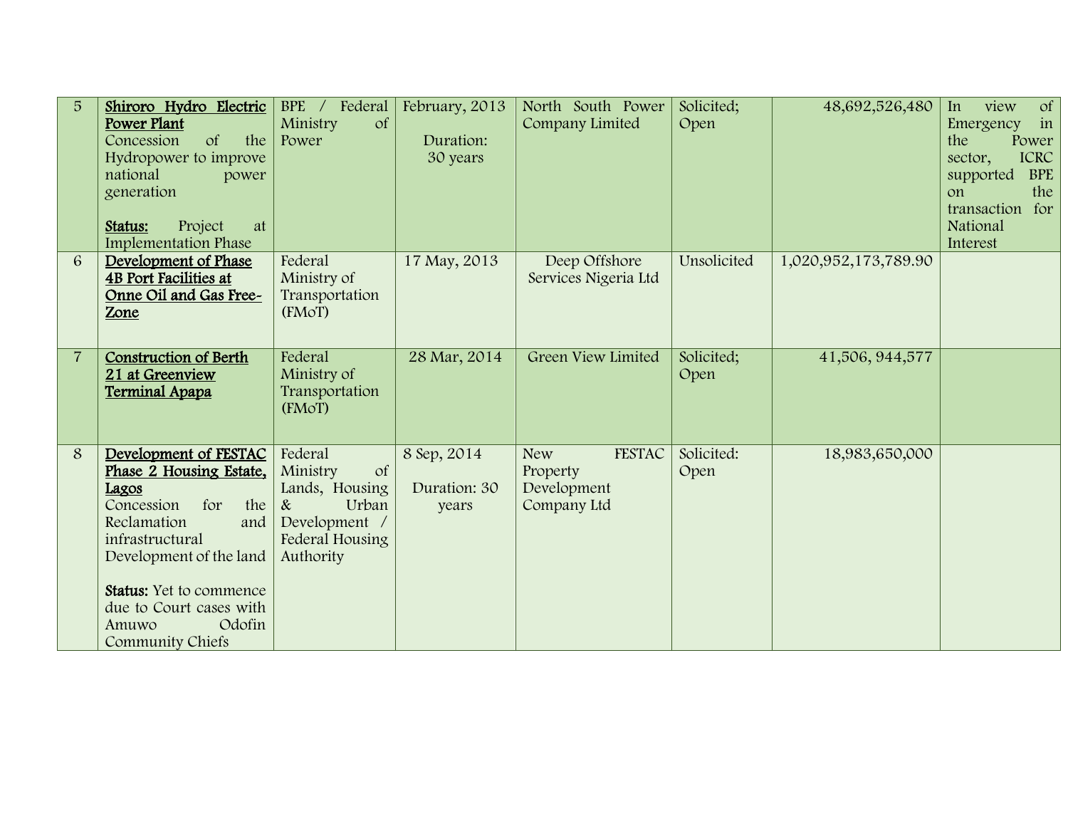| 5 | **Shiroro Hydro Electric Power Plant**<br>Concession of the Hydropower to improve national power generation<br><br>**Status:** Project at Implementation Phase | BPE / Federal Ministry of Power | February, 2013<br><br>Duration: 30 years | North South Power Company Limited | Solicited; Open | 48,692,526,480 | In view of Emergency in the Power sector, ICRC supported BPE on the transaction for National Interest |
|---|---|---|---|---|---|---|---|
| 6 | **Development of Phase 4B Port Facilities at Onne Oil and Gas Free-Zone** | Federal Ministry of Transportation (FMoT) | 17 May, 2013 | Deep Offshore Services Nigeria Ltd | Unsolicited | 1,020,952,173,789.90 | |
| 7 | **Construction of Berth 21 at Greenview Terminal Apapa** | Federal Ministry of Transportation (FMoT) | 28 Mar, 2014 | Green View Limited | Solicited; Open | 41,506, 944,577 | |
| 8 | **Development of FESTAC Phase 2 Housing Estate, Lagos**<br>Concession for the Reclamation and infrastructural Development of the land<br><br>**Status:** Yet to commence due to Court cases with Amuwo Odofin Community Chiefs | Federal Ministry of Lands, Housing & Urban Development / Federal Housing Authority | 8 Sep, 2014<br><br>Duration: 30 years | New FESTAC Property Development Company Ltd | Solicited: Open | 18,983,650,000 | |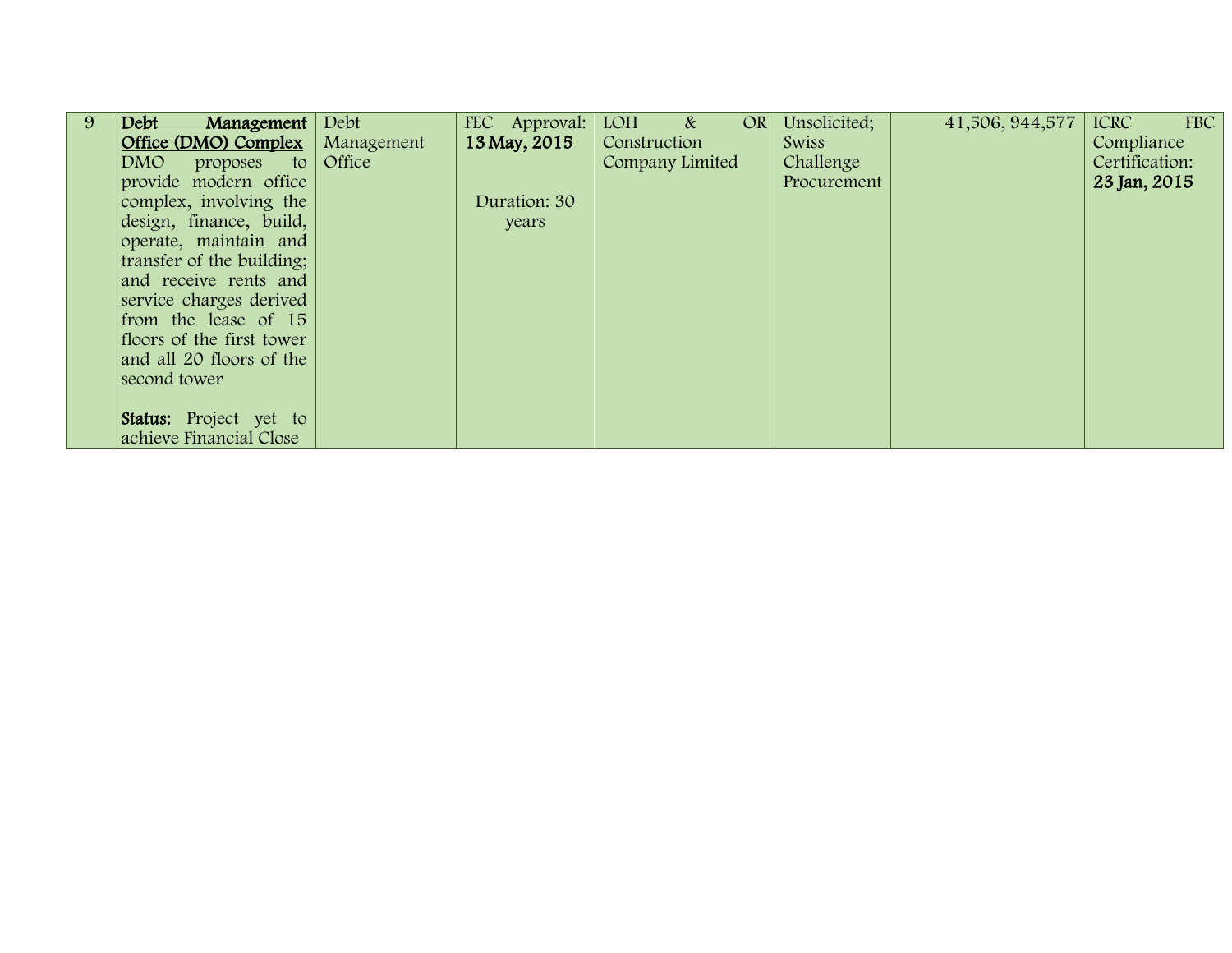| | | | | | | | |
|---|---|---|---|---|---|---|---|
| 9 | **Debt Management Office (DMO) Complex** DMO proposes to provide modern office complex, involving the design, finance, build, operate, maintain and transfer of the building; and receive rents and service charges derived from the lease of 15 floors of the first tower and all 20 floors of the second tower<br><br>**Status:** Project yet to achieve Financial Close | Debt Management Office | FEC Approval: **13 May, 2015**<br><br>Duration: 30 years | LOH & OR Construction Company Limited | Unsolicited; Swiss Challenge Procurement | 41,506, 944,577 | ICRC FBC Compliance Certification: **23 Jan, 2015** |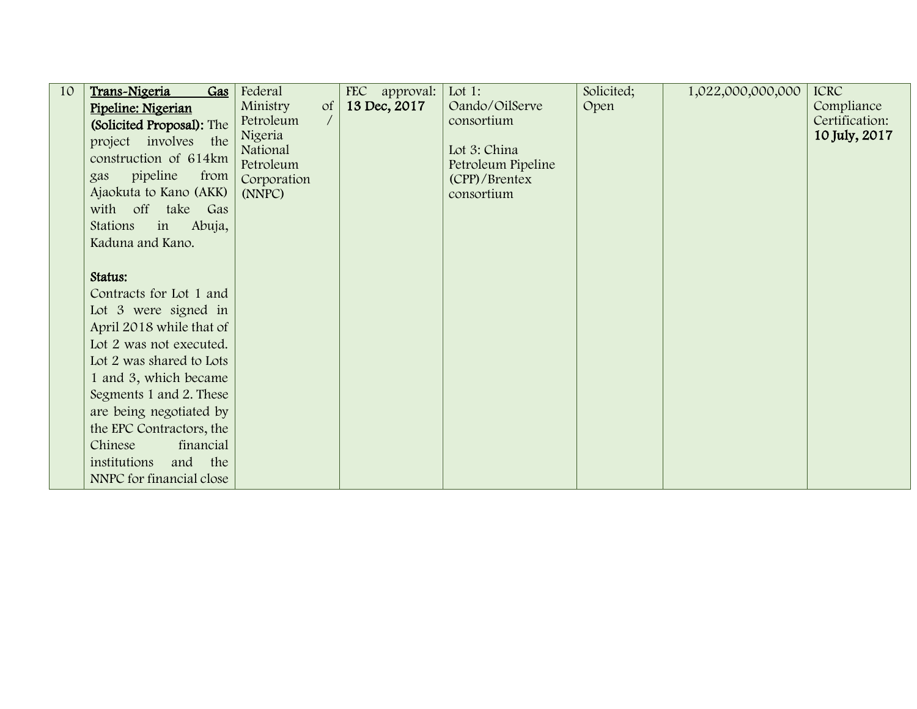| 10 | **Trans-Nigeria Gas Pipeline: Nigerian (Solicited Proposal):** The project involves the construction of 614km gas pipeline from Ajaokuta to Kano (AKK) with off take Gas Stations in Abuja, Kaduna and Kano.<br><br>**Status:**<br>Contracts for Lot 1 and Lot 3 were signed in April 2018 while that of Lot 2 was not executed. Lot 2 was shared to Lots 1 and 3, which became Segments 1 and 2. These are being negotiated by the EPC Contractors, the Chinese financial institutions and the NNPC for financial close | Federal Ministry of Petroleum / Nigeria National Petroleum Corporation (NNPC) | FEC approval: **13 Dec, 2017** | Lot 1: Oando/OilServe consortium<br><br>Lot 3: China Petroleum Pipeline (CPP)/Brentex consortium | Solicited; Open | 1,022,000,000,000 | ICRC Compliance Certification: **10 July, 2017** |
|---|---|---|---|---|---|---|---|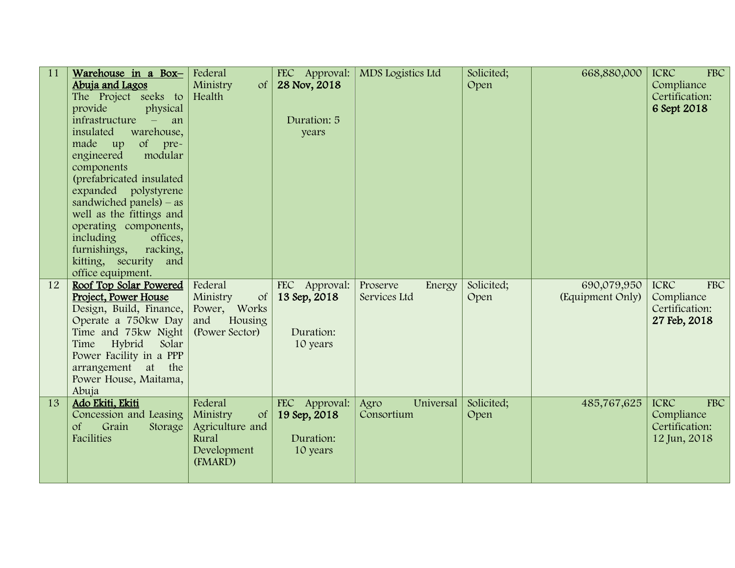| | | | | | | | |
|---|---|---|---|---|---|---|---|
| 11 | <u>**Warehouse in a Box– Abuja and Lagos**</u> The Project seeks to provide physical infrastructure – an insulated warehouse, made up of pre-engineered modular components (prefabricated insulated expanded polystyrene sandwiched panels) – as well as the fittings and operating components, including offices, furnishings, racking, kitting, security and office equipment. | Federal Ministry of Health | FEC Approval: **28 Nov, 2018** Duration: 5 years | MDS Logistics Ltd | Solicited; Open | 668,880,000 | ICRC FBC Compliance Certification: **6 Sept 2018** |
| 12 | <u>**Roof Top Solar Powered Project, Power House**</u> Design, Build, Finance, Operate a 750kw Day Time and 75kw Night Time Hybrid Solar Power Facility in a PPP arrangement at the Power House, Maitama, Abuja | Federal Ministry of Power, Works and Housing (Power Sector) | FEC Approval: **13 Sep, 2018** Duration: 10 years | Proserve Energy Services Ltd | Solicited; Open | 690,079,950 (Equipment Only) | ICRC FBC Compliance Certification: **27 Feb, 2018** |
| 13 | <u>**Ado Ekiti, Ekiti**</u> Concession and Leasing of Grain Storage Facilities | Federal Ministry of Agriculture and Rural Development (FMARD) | FEC Approval: **19 Sep, 2018** Duration: 10 years | Agro Universal Consortium | Solicited; Open | 485,767,625 | ICRC FBC Compliance Certification: 12 Jun, 2018 |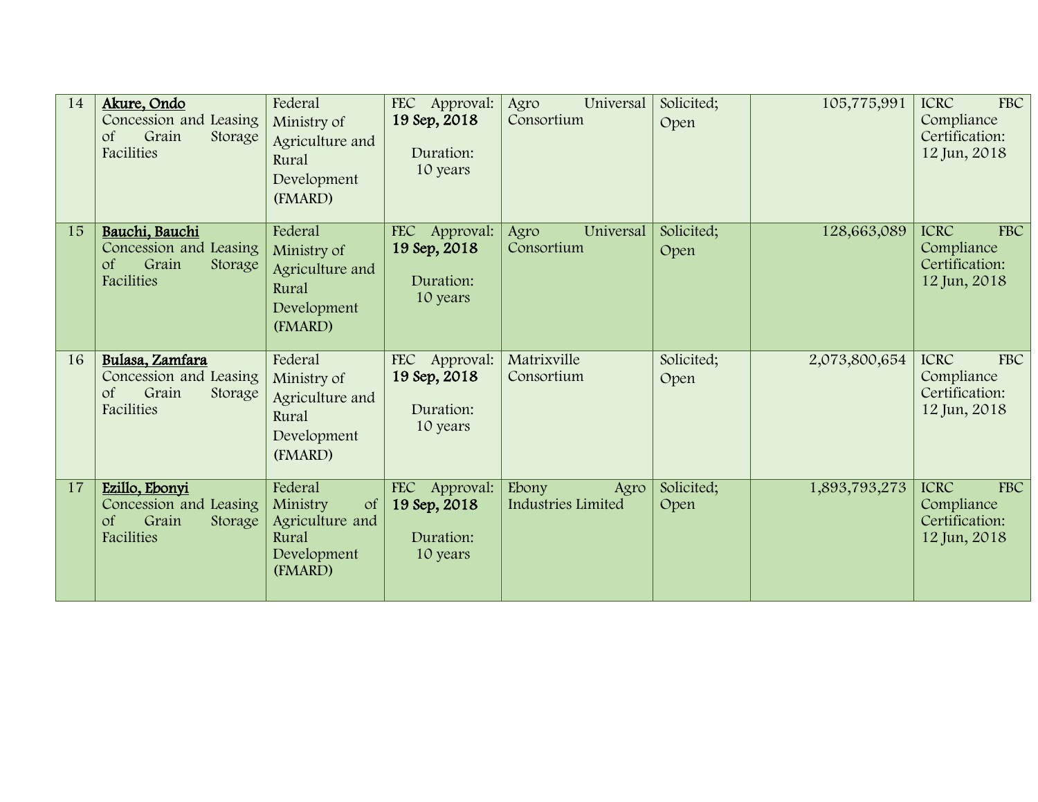| 14 | **Akure, Ondo** Concession and Leasing of Grain Storage Facilities | Federal Ministry of Agriculture and Rural Development (FMARD) | FEC Approval: **19 Sep, 2018** Duration: 10 years | Agro Universal Consortium | Solicited; Open | 105,775,991 | ICRC FBC Compliance Certification: 12 Jun, 2018 |
|---|---|---|---|---|---|---|---|
| 15 | **Bauchi, Bauchi** Concession and Leasing of Grain Storage Facilities | Federal Ministry of Agriculture and Rural Development (FMARD) | FEC Approval: **19 Sep, 2018** Duration: 10 years | Agro Universal Consortium | Solicited; Open | 128,663,089 | ICRC FBC Compliance Certification: 12 Jun, 2018 |
| 16 | **Bulasa, Zamfara** Concession and Leasing of Grain Storage Facilities | Federal Ministry of Agriculture and Rural Development (FMARD) | FEC Approval: **19 Sep, 2018** Duration: 10 years | Matrixville Consortium | Solicited; Open | 2,073,800,654 | ICRC FBC Compliance Certification: 12 Jun, 2018 |
| 17 | **Ezillo, Ebonyi** Concession and Leasing of Grain Storage Facilities | Federal Ministry of Agriculture and Rural Development (FMARD) | FEC Approval: **19 Sep, 2018** Duration: 10 years | Ebony Agro Industries Limited | Solicited; Open | 1,893,793,273 | ICRC FBC Compliance Certification: 12 Jun, 2018 |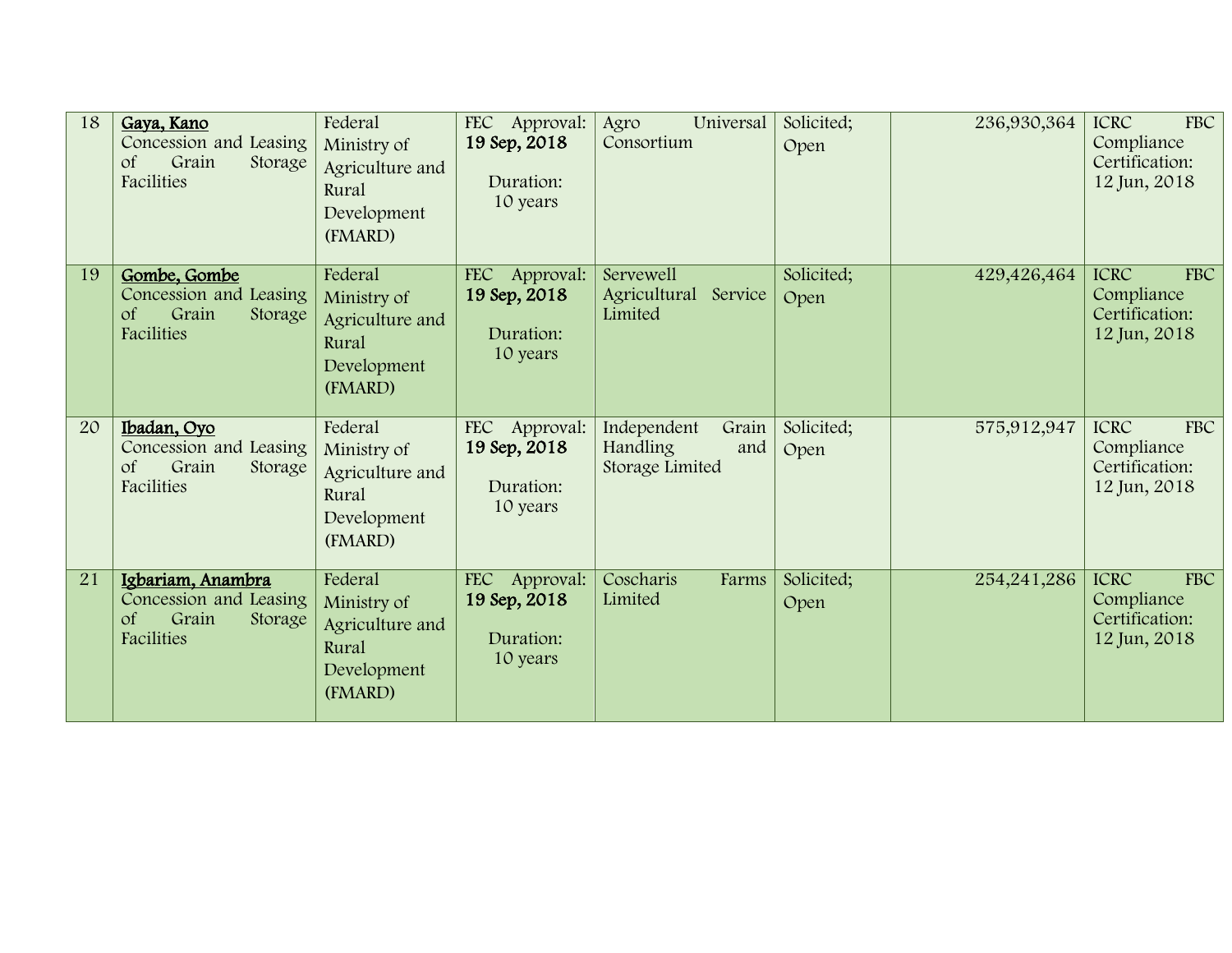| 18 | **Gaya, Kano** Concession and Leasing of Grain Storage Facilities | Federal Ministry of Agriculture and Rural Development (FMARD) | FEC Approval: **19 Sep, 2018** Duration: 10 years | Agro Universal Consortium | Solicited; Open | 236,930,364 | ICRC FBC Compliance Certification: 12 Jun, 2018 |
|---|---|---|---|---|---|---|---|
| 19 | **Gombe, Gombe** Concession and Leasing of Grain Storage Facilities | Federal Ministry of Agriculture and Rural Development (FMARD) | FEC Approval: **19 Sep, 2018** Duration: 10 years | Servewell Agricultural Service Limited | Solicited; Open | 429,426,464 | ICRC FBC Compliance Certification: 12 Jun, 2018 |
| 20 | **Ibadan, Oyo** Concession and Leasing of Grain Storage Facilities | Federal Ministry of Agriculture and Rural Development (FMARD) | FEC Approval: **19 Sep, 2018** Duration: 10 years | Independent Grain Handling and Storage Limited | Solicited; Open | 575,912,947 | ICRC FBC Compliance Certification: 12 Jun, 2018 |
| 21 | **Igbariam, Anambra** Concession and Leasing of Grain Storage Facilities | Federal Ministry of Agriculture and Rural Development (FMARD) | FEC Approval: **19 Sep, 2018** Duration: 10 years | Coscharis Farms Limited | Solicited; Open | 254,241,286 | ICRC FBC Compliance Certification: 12 Jun, 2018 |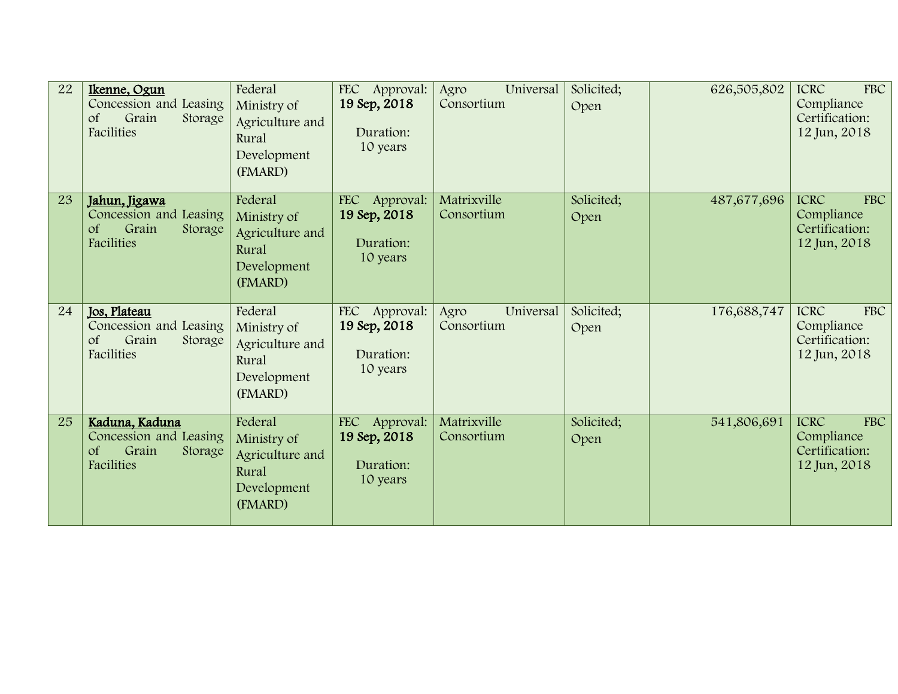| 22 | **Ikenne, Ogun** Concession and Leasing of Grain Storage Facilities | Federal Ministry of Agriculture and Rural Development (FMARD) | FEC Approval: **19 Sep, 2018** Duration: 10 years | Agro Universal Consortium | Solicited; Open | 626,505,802 | ICRC FBC Compliance Certification: 12 Jun, 2018 |
|---|---|---|---|---|---|---|---|
| 23 | **Jahun, Jigawa** Concession and Leasing of Grain Storage Facilities | Federal Ministry of Agriculture and Rural Development (FMARD) | FEC Approval: **19 Sep, 2018** Duration: 10 years | Matrixville Consortium | Solicited; Open | 487,677,696 | ICRC FBC Compliance Certification: 12 Jun, 2018 |
| 24 | **Jos, Plateau** Concession and Leasing of Grain Storage Facilities | Federal Ministry of Agriculture and Rural Development (FMARD) | FEC Approval: **19 Sep, 2018** Duration: 10 years | Agro Universal Consortium | Solicited; Open | 176,688,747 | ICRC FBC Compliance Certification: 12 Jun, 2018 |
| 25 | **Kaduna, Kaduna** Concession and Leasing of Grain Storage Facilities | Federal Ministry of Agriculture and Rural Development (FMARD) | FEC Approval: **19 Sep, 2018** Duration: 10 years | Matrixville Consortium | Solicited; Open | 541,806,691 | ICRC FBC Compliance Certification: 12 Jun, 2018 |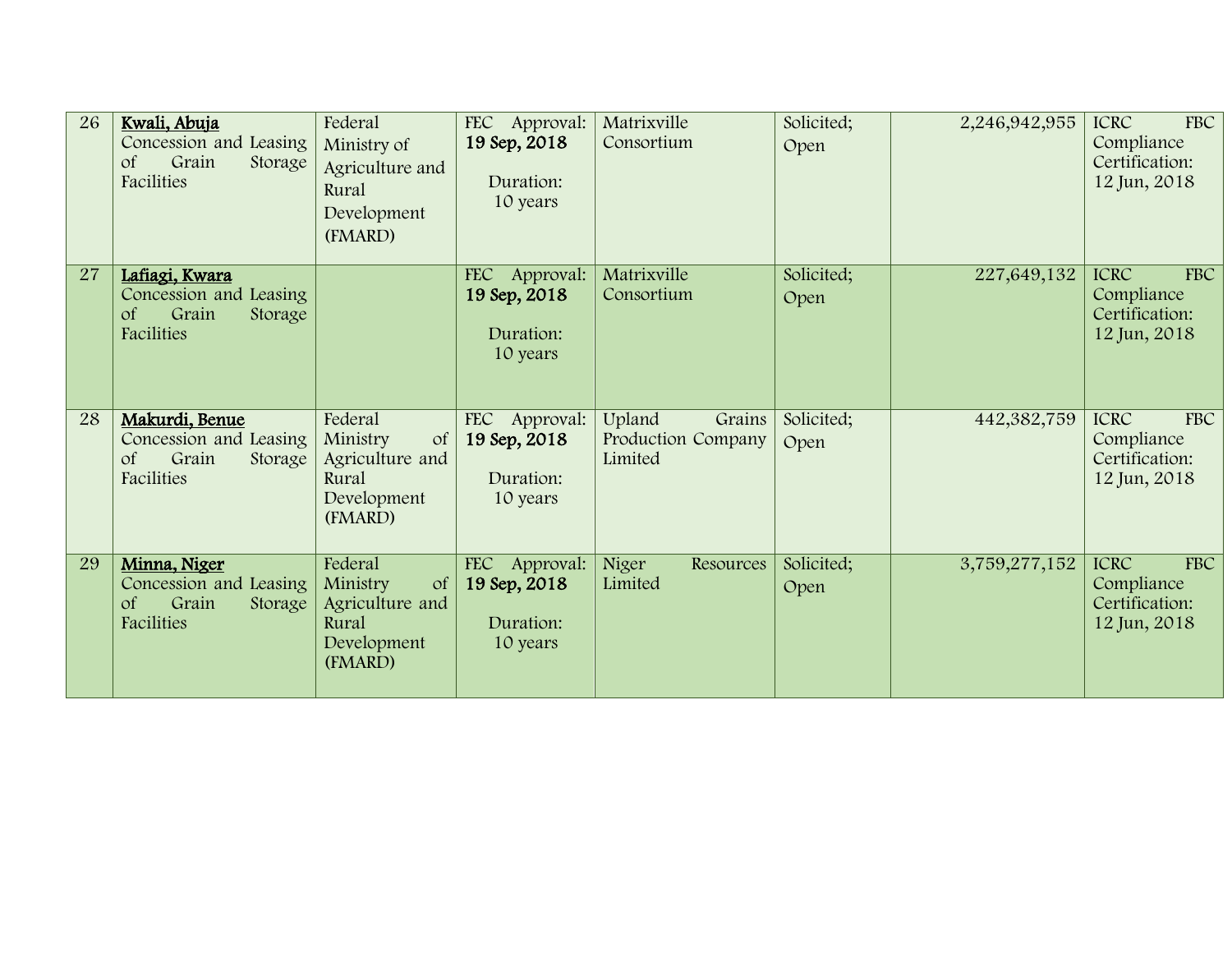| 26 | **Kwali, Abuja** Concession and Leasing of Grain Storage Facilities | Federal Ministry of Agriculture and Rural Development (FMARD) | FEC Approval: **19 Sep, 2018** Duration: 10 years | Matrixville Consortium | Solicited; Open | 2,246,942,955 | ICRC FBC Compliance Certification: 12 Jun, 2018 |
|---|---|---|---|---|---|---|---|
| 27 | **Lafiagi, Kwara** Concession and Leasing of Grain Storage Facilities | | FEC Approval: **19 Sep, 2018** Duration: 10 years | Matrixville Consortium | Solicited; Open | 227,649,132 | ICRC FBC Compliance Certification: 12 Jun, 2018 |
| 28 | **Makurdi, Benue** Concession and Leasing of Grain Storage Facilities | Federal Ministry of Agriculture and Rural Development (FMARD) | FEC Approval: **19 Sep, 2018** Duration: 10 years | Upland Grains Production Company Limited | Solicited; Open | 442,382,759 | ICRC FBC Compliance Certification: 12 Jun, 2018 |
| 29 | **Minna, Niger** Concession and Leasing of Grain Storage Facilities | Federal Ministry of Agriculture and Rural Development (FMARD) | FEC Approval: **19 Sep, 2018** Duration: 10 years | Niger Resources Limited | Solicited; Open | 3,759,277,152 | ICRC FBC Compliance Certification: 12 Jun, 2018 |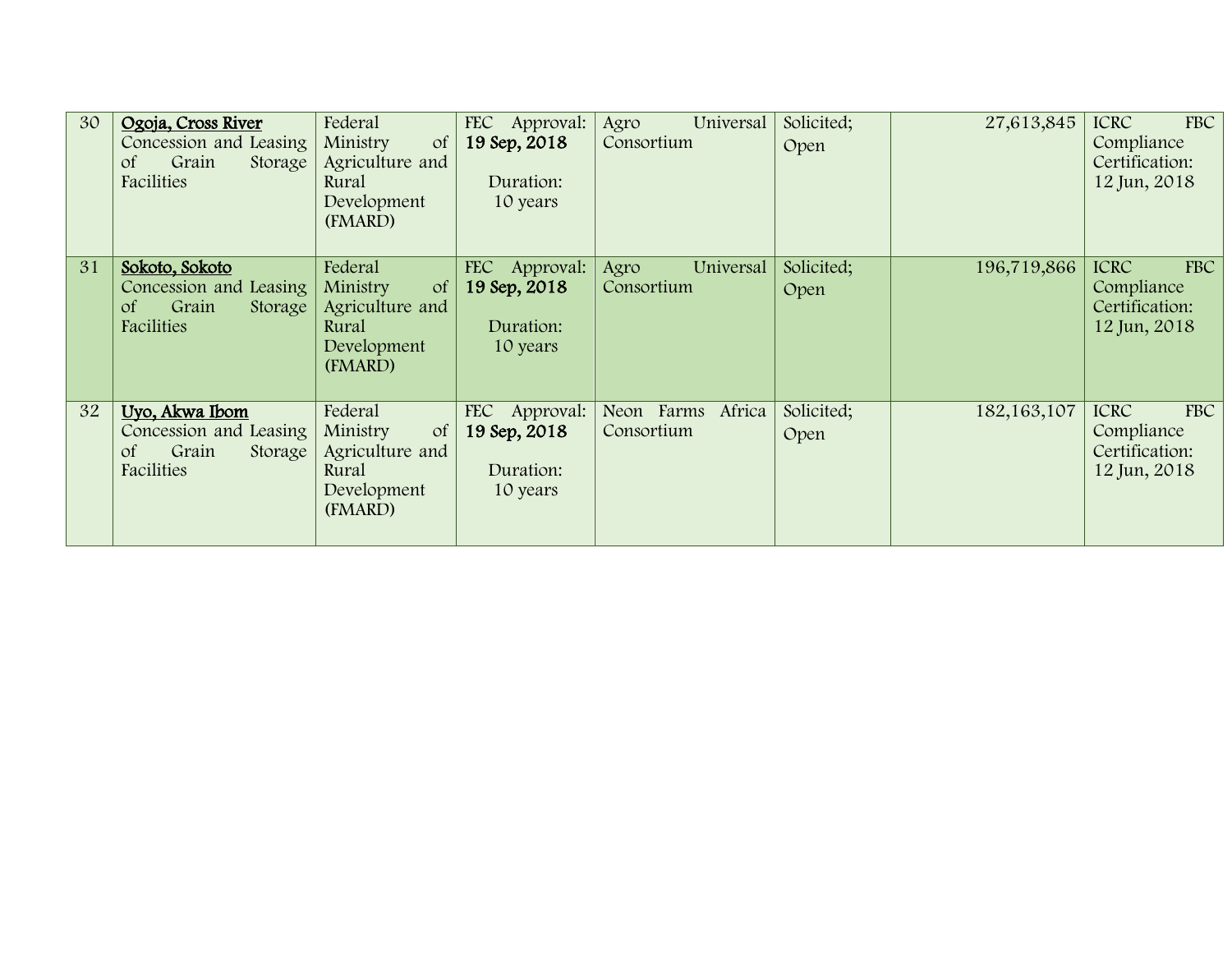| | | | | | | | |
|---|---|---|---|---|---|---|---|
| 30 | **Ogoja, Cross River** Concession and Leasing of Grain Storage Facilities | Federal Ministry of Agriculture and Rural Development (FMARD) | FEC Approval: **19 Sep, 2018** Duration: 10 years | Agro Universal Consortium | Solicited; Open | 27,613,845 | ICRC FBC Compliance Certification: 12 Jun, 2018 |
| 31 | **Sokoto, Sokoto** Concession and Leasing of Grain Storage Facilities | Federal Ministry of Agriculture and Rural Development (FMARD) | FEC Approval: **19 Sep, 2018** Duration: 10 years | Agro Universal Consortium | Solicited; Open | 196,719,866 | ICRC FBC Compliance Certification: 12 Jun, 2018 |
| 32 | **Uyo, Akwa Ibom** Concession and Leasing of Grain Storage Facilities | Federal Ministry of Agriculture and Rural Development (FMARD) | FEC Approval: **19 Sep, 2018** Duration: 10 years | Neon Farms Africa Consortium | Solicited; Open | 182,163,107 | ICRC FBC Compliance Certification: 12 Jun, 2018 |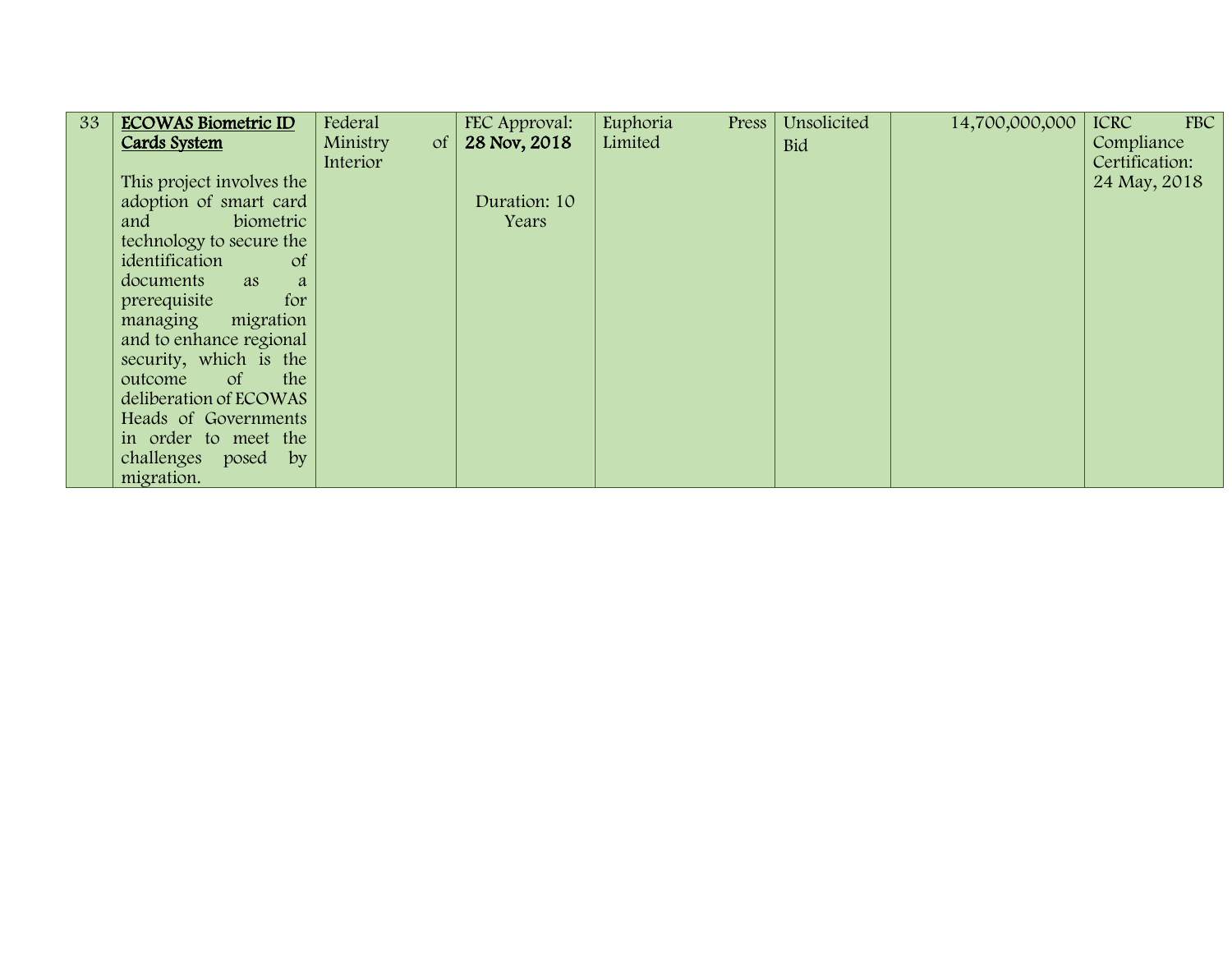| 33 | **ECOWAS Biometric ID Cards System**<br><br>This project involves the adoption of smart card and biometric technology to secure the identification of documents as a prerequisite for managing migration and to enhance regional security, which is the outcome of the deliberation of ECOWAS Heads of Governments in order to meet the challenges posed by migration. | Federal Ministry of Interior | FEC Approval: **28 Nov, 2018**<br><br>Duration: 10 Years | Euphoria Press Limited | Unsolicited Bid | 14,700,000,000 | ICRC FBC Compliance Certification: 24 May, 2018 |
|---|---|---|---|---|---|---|---|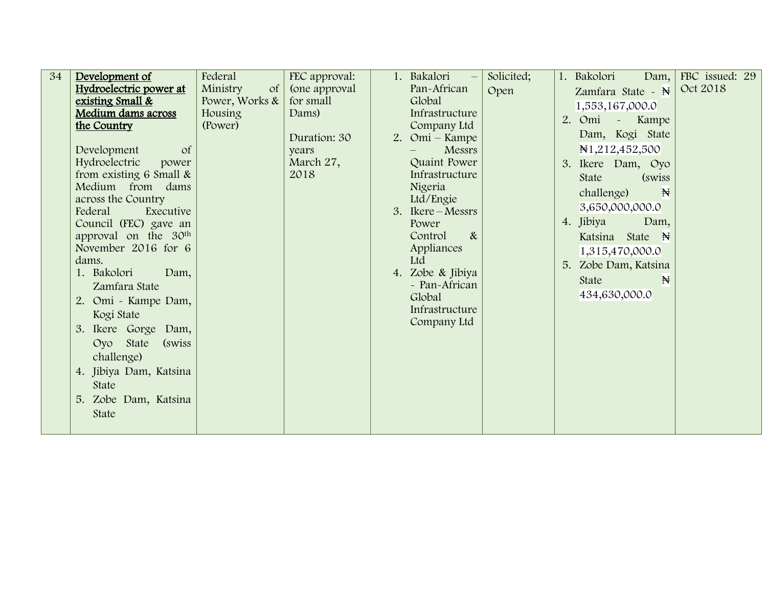| 34 | **Development of Hydroelectric power at existing Small & Medium dams across the Country**<br><br>Development of Hydroelectric power from existing 6 Small & Medium from dams across the Country Federal Executive Council (FEC) gave an approval on the 30th November 2016 for 6 dams.<br>1. Bakolori Dam, Zamfara State<br>2. Omi - Kampe Dam, Kogi State<br>3. Ikere Gorge Dam, Oyo State (swiss challenge)<br>4. Jibiya Dam, Katsina State<br>5. Zobe Dam, Katsina State | Federal Ministry of Power, Works & Housing (Power) | FEC approval: (one approval for small Dams)<br><br>Duration: 30 years<br>March 27, 2018 | 1. Bakolori – Pan-African Global Infrastructure Company Ltd<br>2. Omi – Kampe – Messrs Quaint Power Infrastructure Nigeria Ltd/Engie<br>3. Ikere – Messrs Power Control & Appliances Ltd<br>4. Zobe & Jibiya - Pan-African Global Infrastructure Company Ltd | Solicited; Open | 1. Bakolori Dam, Zamfara State - ₦ 1,553,167,000.0<br>2. Omi - Kampe Dam, Kogi State ₦1,212,452,500<br>3. Ikere Dam, Oyo State (swiss challenge) ₦ 3,650,000,000.0<br>4. Jibiya Dam, Katsina State ₦ 1,315,470,000.0<br>5. Zobe Dam, Katsina State ₦ 434,630,000.0 | FBC issued: 29 Oct 2018 |
|---|---|---|---|---|---|---|---|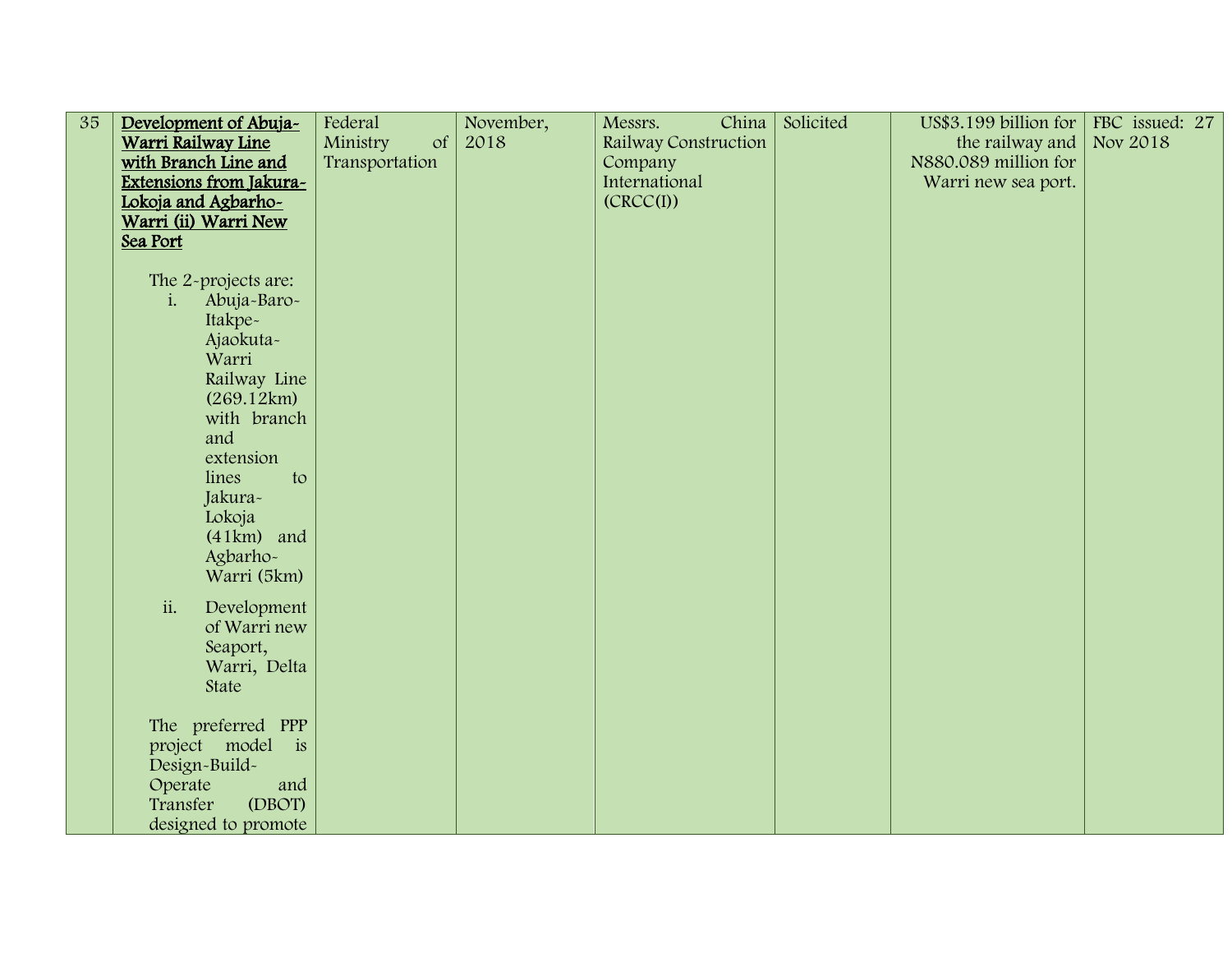| 35 | **Development of Abuja-Warri Railway Line with Branch Line and Extensions from Jakura-Lokoja and Agbarho-Warri (ii) Warri New Sea Port**<br><br>The 2-projects are:<br>i. Abuja-Baro-Itakpe-Ajaokuta-Warri Railway Line (269.12km) with branch and extension lines to Jakura-Lokoja (41km) and Agbarho-Warri (5km)<br>ii. Development of Warri new Seaport, Warri, Delta State<br><br>The preferred PPP project model is Design-Build-Operate and Transfer (DBOT) designed to promote | Federal Ministry of Transportation | November, 2018 | Messrs. China Railway Construction Company International (CRCC(I)) | Solicited | US$3.199 billion for the railway and N880.089 million for Warri new sea port. | FBC issued: 27 Nov 2018 |
|---|---|---|---|---|---|---|---|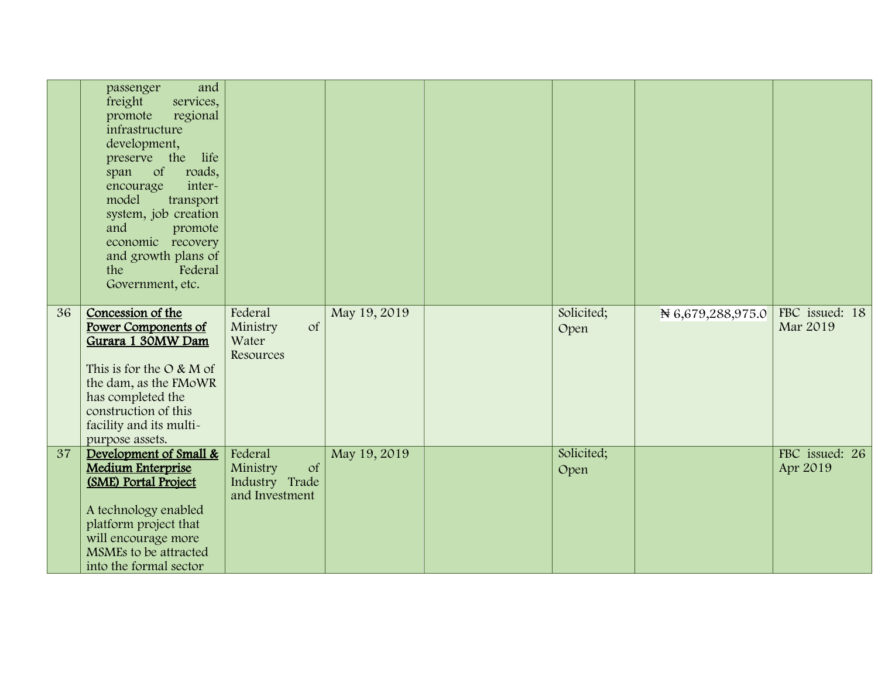| | | | | | | | |
|---|---|---|---|---|---|---|---|
| | passenger and freight services, promote regional infrastructure development, preserve the life span of roads, encourage inter-model transport system, job creation and promote economic recovery and growth plans of the Federal Government, etc. | | | | | | |
| 36 | **Concession of the Power Components of Gurara 1 30MW Dam**<br><br>This is for the O & M of the dam, as the FMoWR has completed the construction of this facility and its multi-purpose assets. | Federal Ministry of Water Resources | May 19, 2019 | | Solicited; Open | ₦ 6,679,288,975.0 | FBC issued: 18 Mar 2019 |
| 37 | **Development of Small & Medium Enterprise (SME) Portal Project**<br><br>A technology enabled platform project that will encourage more MSMEs to be attracted into the formal sector | Federal Ministry of Industry Trade and Investment | May 19, 2019 | | Solicited; Open | | FBC issued: 26 Apr 2019 |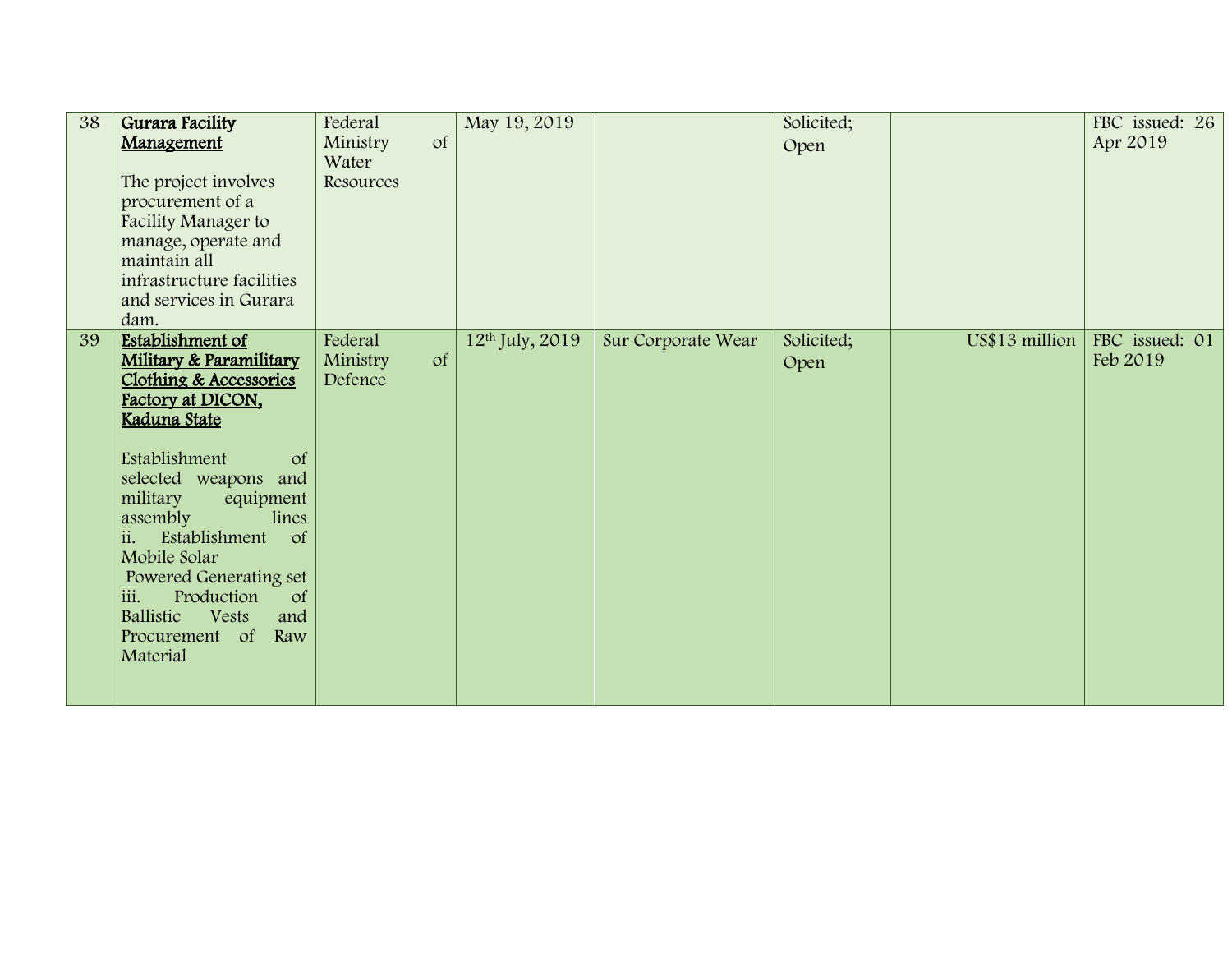| 38 | **Gurara Facility Management**<br><br>The project involves procurement of a Facility Manager to manage, operate and maintain all infrastructure facilities and services in Gurara dam. | Federal Ministry of Water Resources | May 19, 2019 | | Solicited; Open | | FBC issued: 26 Apr 2019 |
|---|---|---|---|---|---|---|---|
| 39 | **Establishment of Military & Paramilitary Clothing & Accessories Factory at DICON, Kaduna State**<br><br>Establishment of selected weapons and military equipment assembly lines<br>ii. Establishment of Mobile Solar Powered Generating set<br>iii. Production of Ballistic Vests and Procurement of Raw Material | Federal Ministry of Defence | 12th July, 2019 | Sur Corporate Wear | Solicited; Open | US$13 million | FBC issued: 01 Feb 2019 |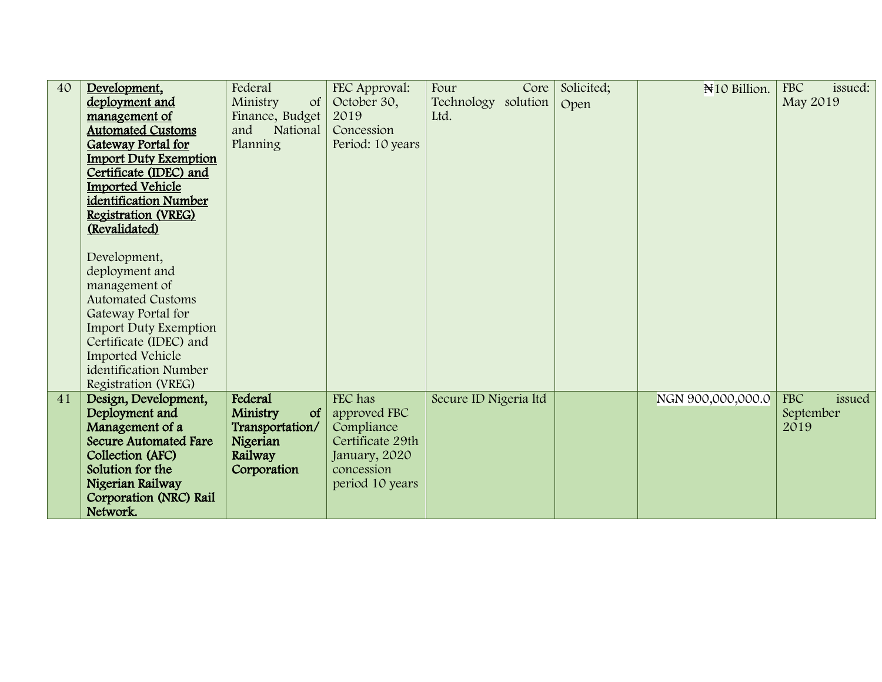| 40 | **Development, deployment and management of Automated Customs Gateway Portal for Import Duty Exemption Certificate (IDEC) and Imported Vehicle identification Number Registration (VREG) (Revalidated)**<br><br>Development, deployment and management of Automated Customs Gateway Portal for Import Duty Exemption Certificate (IDEC) and Imported Vehicle identification Number Registration (VREG) | Federal Ministry of Finance, Budget and National Planning | FEC Approval: October 30, 2019 Concession Period: 10 years | Four Core Technology solution Ltd. | Solicited; Open | ₦10 Billion. | FBC issued: May 2019 |
|---|---|---|---|---|---|---|---|
| 41 | **Design, Development, Deployment and Management of a Secure Automated Fare Collection (AFC) Solution for the Nigerian Railway Corporation (NRC) Rail Network.** | **Federal Ministry of Transportation/ Nigerian Railway Corporation** | FEC has approved FBC Compliance Certificate 29th January, 2020 concession period 10 years | Secure ID Nigeria ltd | | NGN 900,000,000.0 | FBC issued September 2019 |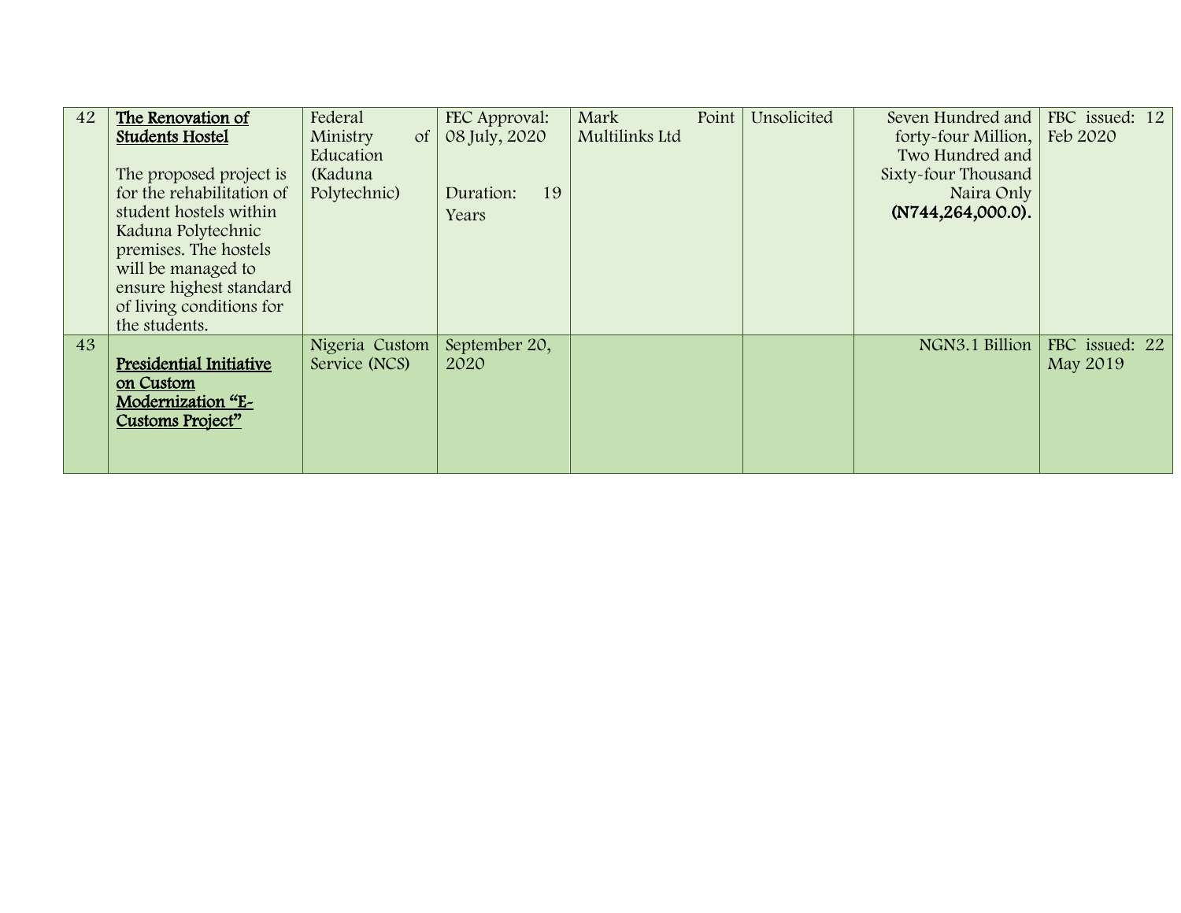| 42 | **The Renovation of Students Hostel**<br><br>The proposed project is for the rehabilitation of student hostels within Kaduna Polytechnic premises. The hostels will be managed to ensure highest standard of living conditions for the students. | Federal Ministry of Education (Kaduna Polytechnic) | FEC Approval: 08 July, 2020<br><br>Duration: 19 Years | Mark Point Multilinks Ltd | Unsolicited | Seven Hundred and forty-four Million, Two Hundred and Sixty-four Thousand Naira Only **(N744,264,000.0).** | FBC issued: 12 Feb 2020 |
|---|---|---|---|---|---|---|---|
| 43 | **Presidential Initiative on Custom Modernization "E-Customs Project"** | Nigeria Custom Service (NCS) | September 20, 2020 | | | NGN3.1 Billion | FBC issued: 22 May 2019 |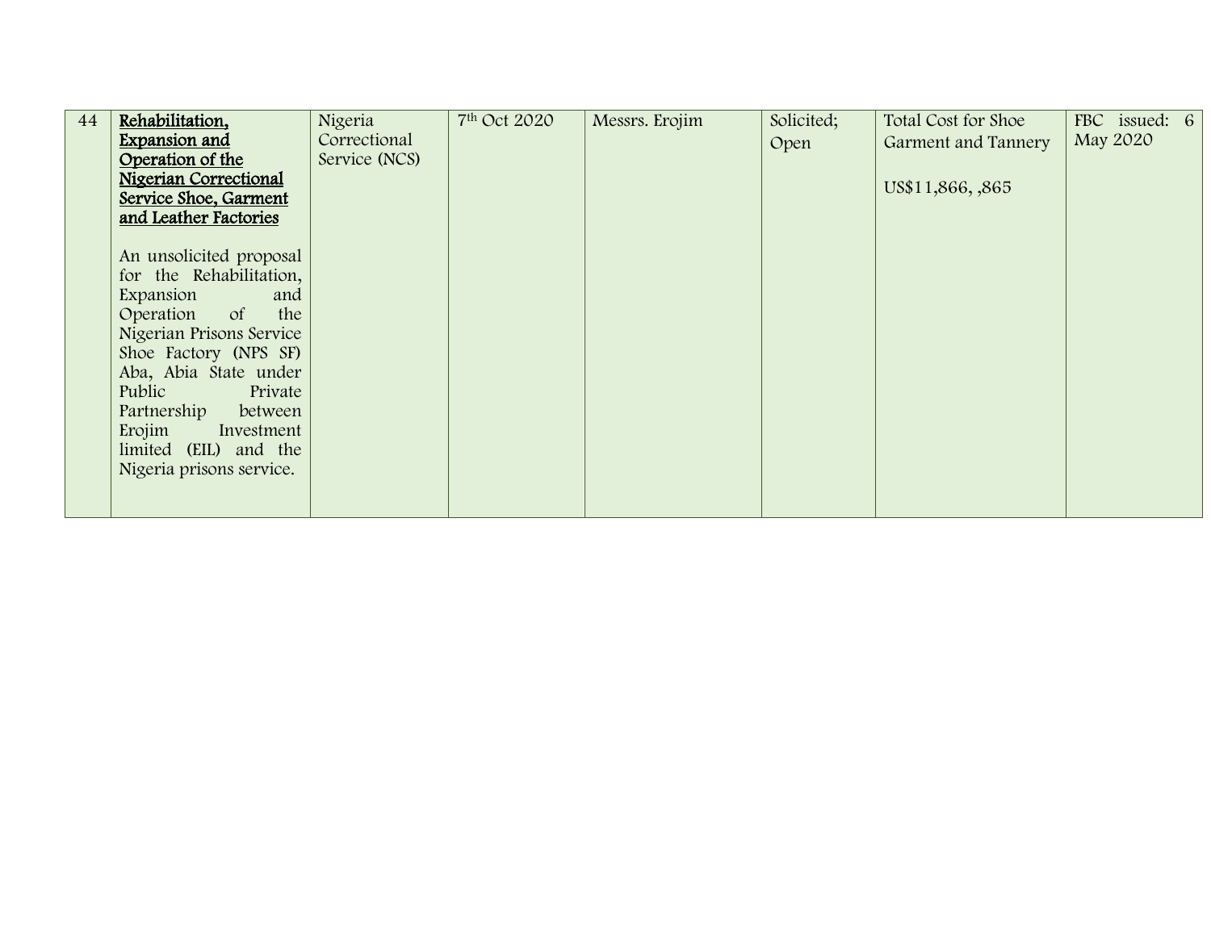| 44 | **Rehabilitation, Expansion and Operation of the Nigerian Correctional Service Shoe, Garment and Leather Factories**<br><br>An unsolicited proposal for the Rehabilitation, Expansion and Operation of the Nigerian Prisons Service Shoe Factory (NPS SF) Aba, Abia State under Public Private Partnership between Erojim Investment limited (EIL) and the Nigeria prisons service. | Nigeria Correctional Service (NCS) | 7th Oct 2020 | Messrs. Erojim | Solicited; Open | Total Cost for Shoe Garment and Tannery<br><br>US$11,866, ,865 | FBC issued: 6 May 2020 |
|---|---|---|---|---|---|---|---|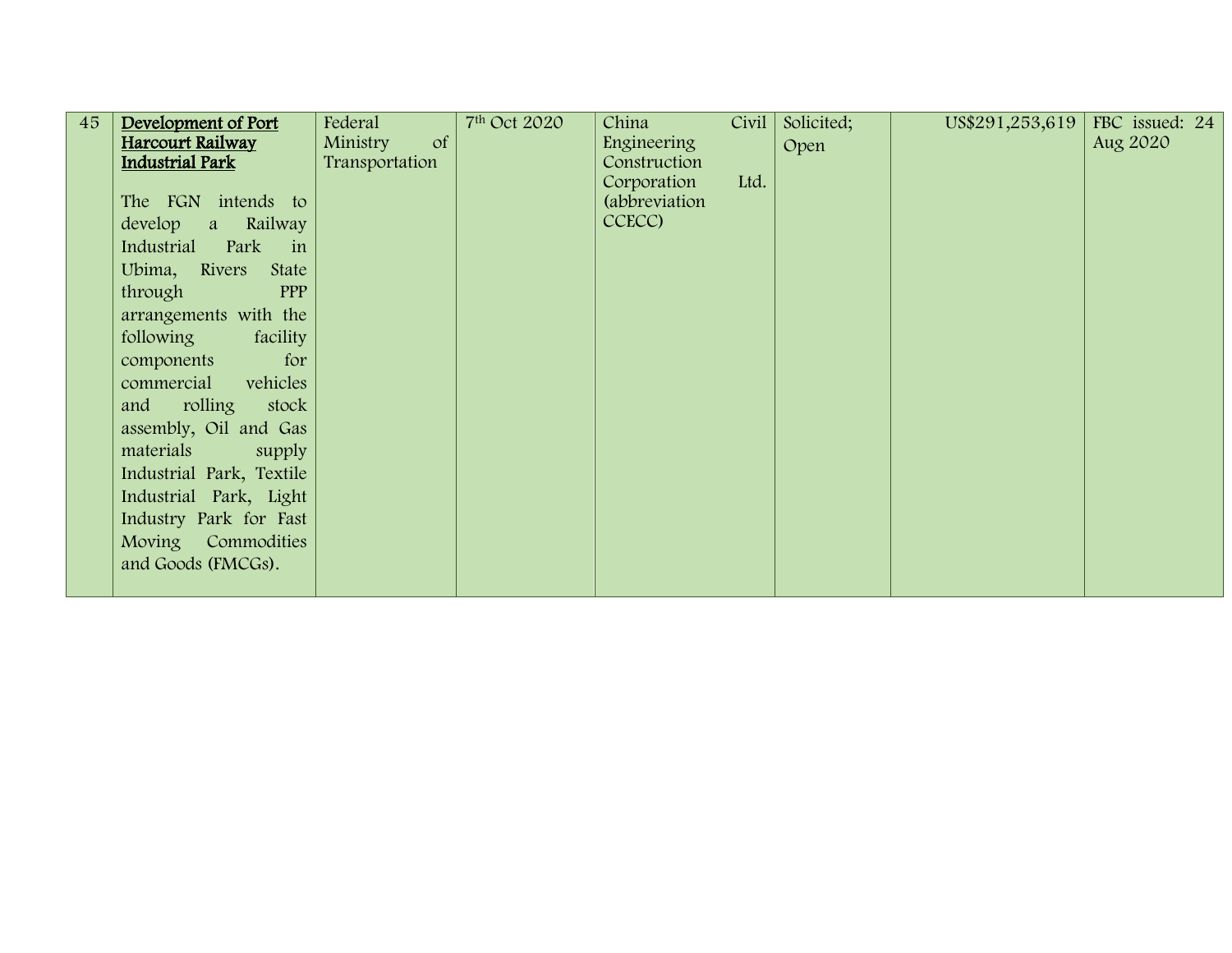| 45 | **Development of Port Harcourt Railway Industrial Park**<br><br>The FGN intends to develop a Railway Industrial Park in Ubima, Rivers State through PPP arrangements with the following facility components for commercial vehicles and rolling stock assembly, Oil and Gas materials supply Industrial Park, Textile Industrial Park, Light Industry Park for Fast Moving Commodities and Goods (FMCGs). | Federal Ministry of Transportation | 7th Oct 2020 | China Civil Engineering Construction Corporation Ltd. (abbreviation CCECC) | Solicited; Open | US$291,253,619 | FBC issued: 24 Aug 2020 |
|---|---|---|---|---|---|---|---|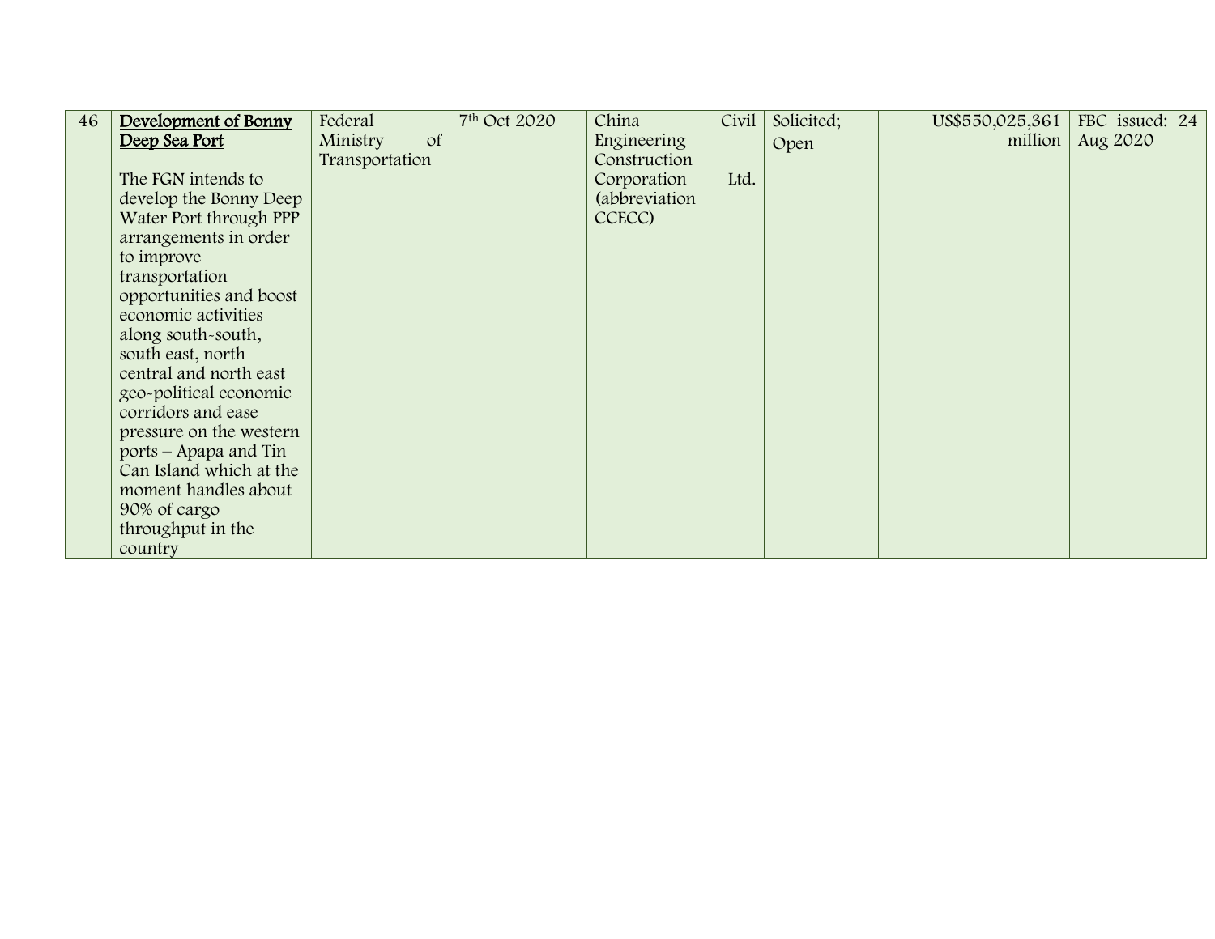| 46 | **Development of Bonny Deep Sea Port**<br><br>The FGN intends to develop the Bonny Deep Water Port through PPP arrangements in order to improve transportation opportunities and boost economic activities along south-south, south east, north central and north east geo-political economic corridors and ease pressure on the western ports – Apapa and Tin Can Island which at the moment handles about 90% of cargo throughput in the country | Federal Ministry of Transportation | 7th Oct 2020 | China Civil Engineering Construction Corporation Ltd. (abbreviation CCECC) | Solicited; Open | US$550,025,361 million | FBC issued: 24 Aug 2020 |
|---|---|---|---|---|---|---|---|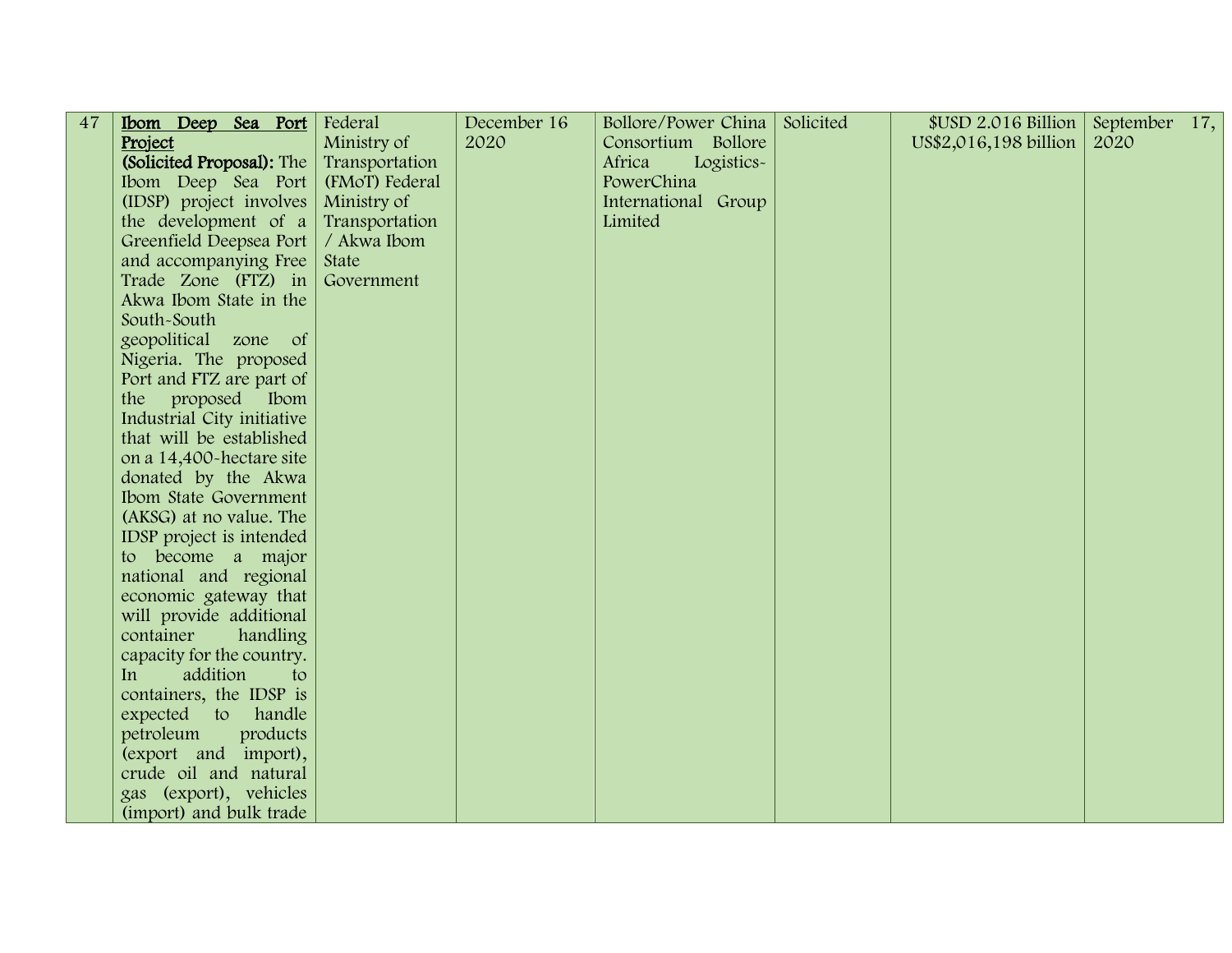| 47 | **Ibom Deep Sea Port Project** **(Solicited Proposal):** The Ibom Deep Sea Port (IDSP) project involves the development of a Greenfield Deepsea Port and accompanying Free Trade Zone (FTZ) in Akwa Ibom State in the South-South geopolitical zone of Nigeria. The proposed Port and FTZ are part of the proposed Ibom Industrial City initiative that will be established on a 14,400-hectare site donated by the Akwa Ibom State Government (AKSG) at no value. The IDSP project is intended to become a major national and regional economic gateway that will provide additional container handling capacity for the country. In addition to containers, the IDSP is expected to handle petroleum products (export and import), crude oil and natural gas (export), vehicles (import) and bulk trade | Federal Ministry of Transportation (FMoT) Federal Ministry of Transportation / Akwa Ibom State Government | December 16 2020 | Bollore/Power China Consortium Bollore Africa Logistics-PowerChina International Group Limited | Solicited | $USD 2.016 Billion US$2,016,198 billion | September 17, 2020 |
|---|---|---|---|---|---|---|---|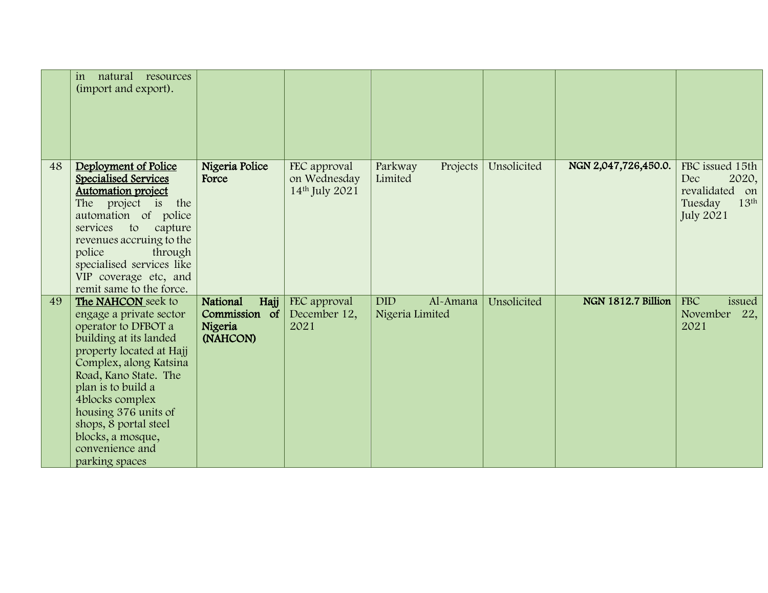| | | | | | | | |
|---|---|---|---|---|---|---|---|
| | in natural resources (import and export). | | | | | | |
| 48 | <u>Deployment of Police Specialised Services Automation project</u> The project is the automation of police services to capture revenues accruing to the police through specialised services like VIP coverage etc, and remit same to the force. | **Nigeria Police Force** | FEC approval on Wednesday 14th July 2021 | Parkway Projects Limited | Unsolicited | **NGN 2,047,726,450.0.** | FBC issued 15th Dec 2020, revalidated on Tuesday 13th July 2021 |
| 49 | **<u>The NAHCON</u>** seek to engage a private sector operator to DFBOT a building at its landed property located at Hajj Complex, along Katsina Road, Kano State. The plan is to build a 4blocks complex housing 376 units of shops, 8 portal steel blocks, a mosque, convenience and parking spaces | **National Hajj Commission of Nigeria (NAHCON)** | FEC approval December 12, 2021 | DID Al-Amana Nigeria Limited | Unsolicited | **NGN 1812.7 Billion** | FBC issued November 22, 2021 |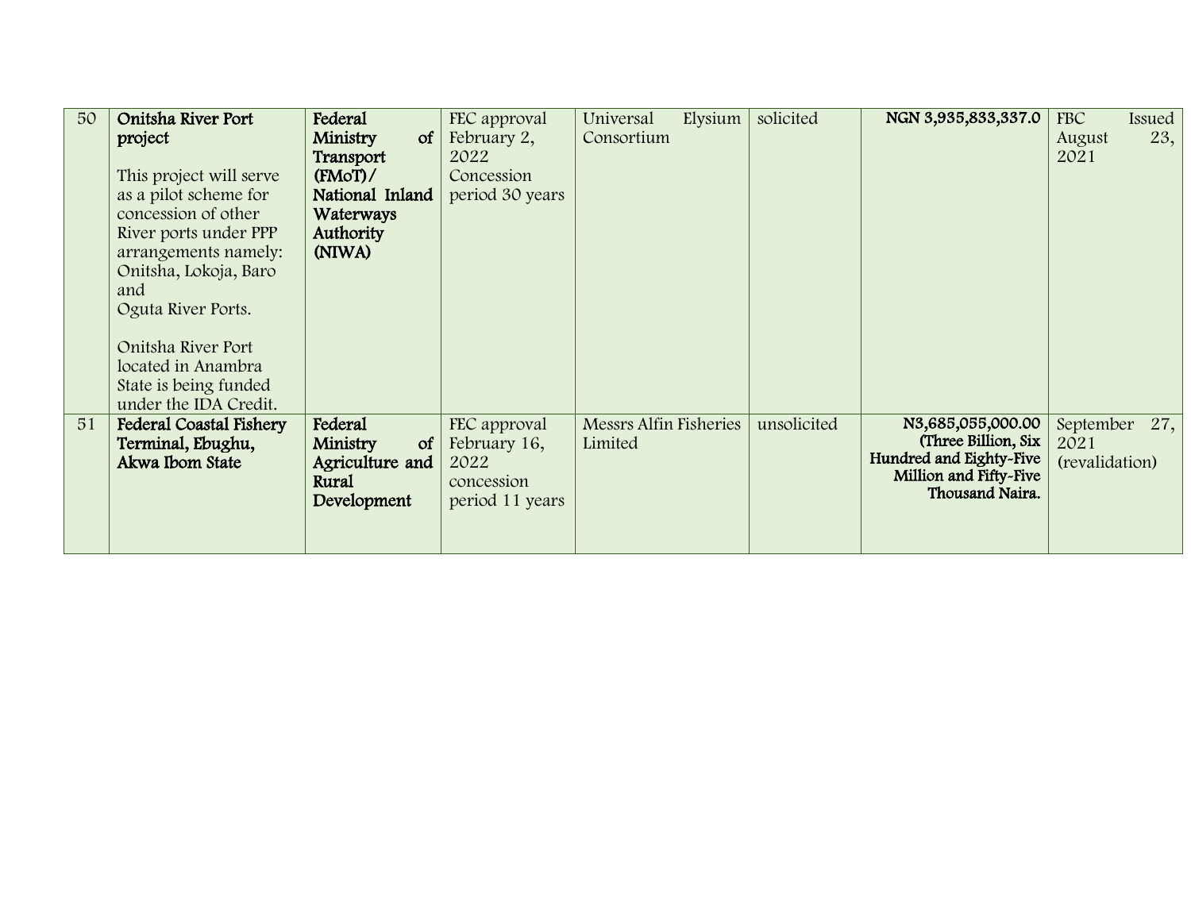| | | | | | | | |
|---|---|---|---|---|---|---|---|
| 50 | **Onitsha River Port project**<br><br>This project will serve as a pilot scheme for concession of other River ports under PPP arrangements namely: Onitsha, Lokoja, Baro and Oguta River Ports.<br><br>Onitsha River Port located in Anambra State is being funded under the IDA Credit. | **Federal Ministry of Transport (FMoT)/ National Inland Waterways Authority (NIWA)** | FEC approval February 2, 2022 Concession period 30 years | Universal Elysium Consortium | solicited | **NGN 3,935,833,337.0** | FBC Issued August 23, 2021 |
| 51 | **Federal Coastal Fishery Terminal, Ebughu, Akwa Ibom State** | **Federal Ministry of Agriculture and Rural Development** | FEC approval February 16, 2022 concession period 11 years | Messrs Alfin Fisheries Limited | unsolicited | **N3,685,055,000.00 (Three Billion, Six Hundred and Eighty-Five Million and Fifty-Five Thousand Naira.** | September 27, 2021 (revalidation) |